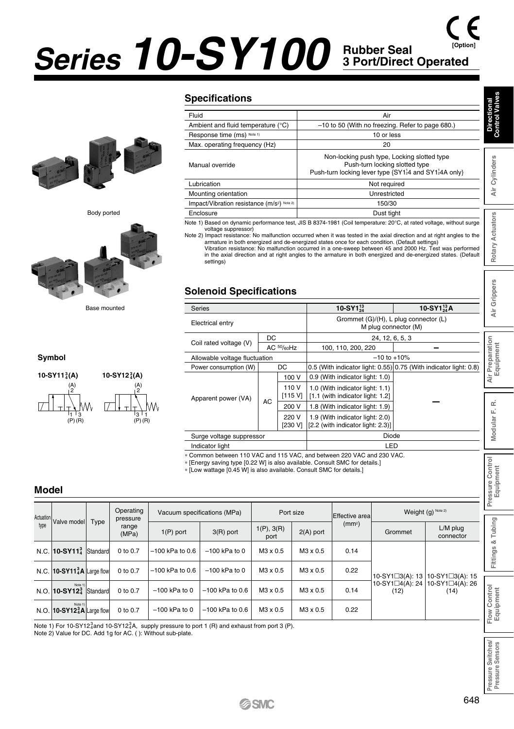# Series 10-SY100

**Rubber Seal**
**3 Port/Direct Operated**

[Option]

Body ported

Base mounted

### Symbol

10-SY11$^{3}_{4}$(A)

10-SY12$^{3}_{4}$(A)

## Specifications

| | |
|---|---|
| Fluid | Air |
| Ambient and fluid temperature (°C) | –10 to 50 (With no freezing. Refer to page 680.) |
| Response time (ms) Note 1) | 10 or less |
| Max. operating frequency (Hz) | 20 |
| Manual override | Non-locking push type, Locking slotted type<br>Push-turn locking slotted type<br>Push-turn locking lever type {SY1$^{1}_{2}$4 and SY1$^{1}_{2}$4A only} |
| Lubrication | Not required |
| Mounting orientation | Unrestricted |
| Impact/Vibration resistance (m/s²) Note 2) | 150/30 |
| Enclosure | Dust tight |

Note 1) Based on dynamic performance test, JIS B 8374-1981 (Coil temperature: 20°C, at rated voltage, without surge voltage suppressor)

Note 2) Impact resistance: No malfunction occurred when it was tested in the axial direction and at right angles to the armature in both energized and de-energized states once for each condition. (Default settings)
Vibration resistance: No malfunction occurred in a one-sweep between 45 and 2000 Hz. Test was performed in the axial direction and at right angles to the armature in both energized and de-energized states. (Default settings)

## Solenoid Specifications

| Series | | | 10-SY1$^{13}_{24}$ | 10-SY1$^{13}_{24}$A |
|---|---|---|---|---|
| Electrical entry | | | Grommet (G)/(H), L plug connector (L)<br>M plug connector (M) | |
| Coil rated voltage (V) | DC | | 24, 12, 6, 5, 3 | |
| | AC 50/60Hz | | 100, 110, 200, 220 | – |
| Allowable voltage fluctuation | | | –10 to +10% | |
| Power consumption (W) | DC | | 0.5 (With indicator light: 0.55) | 0.75 (With indicator light: 0.8) |
| Apparent power (VA) | AC | 100 V | 0.9 (With indicator light: 1.0) | – |
| | | 110 V [115 V] | 1.0 (With indicator light: 1.1)<br>[1.1 (with indicator light: 1.2] | |
| | | 200 V | 1.8 (With indicator light: 1.9) | |
| | | 220 V [230 V] | 1.9 (With indicator light: 2.0)<br>[2.2 (with indicator light: 2.3)] | |
| Surge voltage suppressor | | | Diode | |
| Indicator light | | | LED | |

* Common between 110 VAC and 115 VAC, and between 220 VAC and 230 VAC.
* [Energy saving type [0.22 W] is also available. Consult SMC for details.]
* [Low wattage [0.45 W] is also available. Consult SMC for details.]

## Model

| Actuation type | Valve model | Type | Operating pressure range (MPa) | Vacuum specifications (MPa) | | Port size | | Effective area (mm²) | Weight (g) Note 2) | |
|---|---|---|---|---|---|---|---|---|---|---|
| | | | | 1(P) port | 3(R) port | 1(P), 3(R) port | 2(A) port | | Grommet | L/M plug connector |
| N.C. | **10-SY11$^{3}_{4}$** | Standard | 0 to 0.7 | –100 kPa to 0.6 | –100 kPa to 0 | M3 x 0.5 | M3 x 0.5 | 0.14 | 10-SY1□3(A): 13<br>10-SY1□4(A): 24<br>(12) | 10-SY1□3(A): 15<br>10-SY1□4(A): 26<br>(14) |
| N.C. | **10-SY11$^{3}_{4}$A** | Large flow | 0 to 0.7 | –100 kPa to 0.6 | –100 kPa to 0 | M3 x 0.5 | M3 x 0.5 | 0.22 | | |
| N.O. | **10-SY12$^{3}_{4}$** Note 1) | Standard | 0 to 0.7 | –100 kPa to 0 | –100 kPa to 0.6 | M3 x 0.5 | M3 x 0.5 | 0.14 | | |
| N.O. | **10-SY12$^{3}_{4}$A** Note 1) | Large flow | 0 to 0.7 | –100 kPa to 0 | –100 kPa to 0.6 | M3 x 0.5 | M3 x 0.5 | 0.22 | | |

Note 1) For 10-SY12$^{3}_{4}$and 10-SY12$^{3}_{4}$A, supply pressure to port 1 (R) and exhaust from port 3 (P).
Note 2) Value for DC. Add 1g for AC. ( ): Without sub-plate.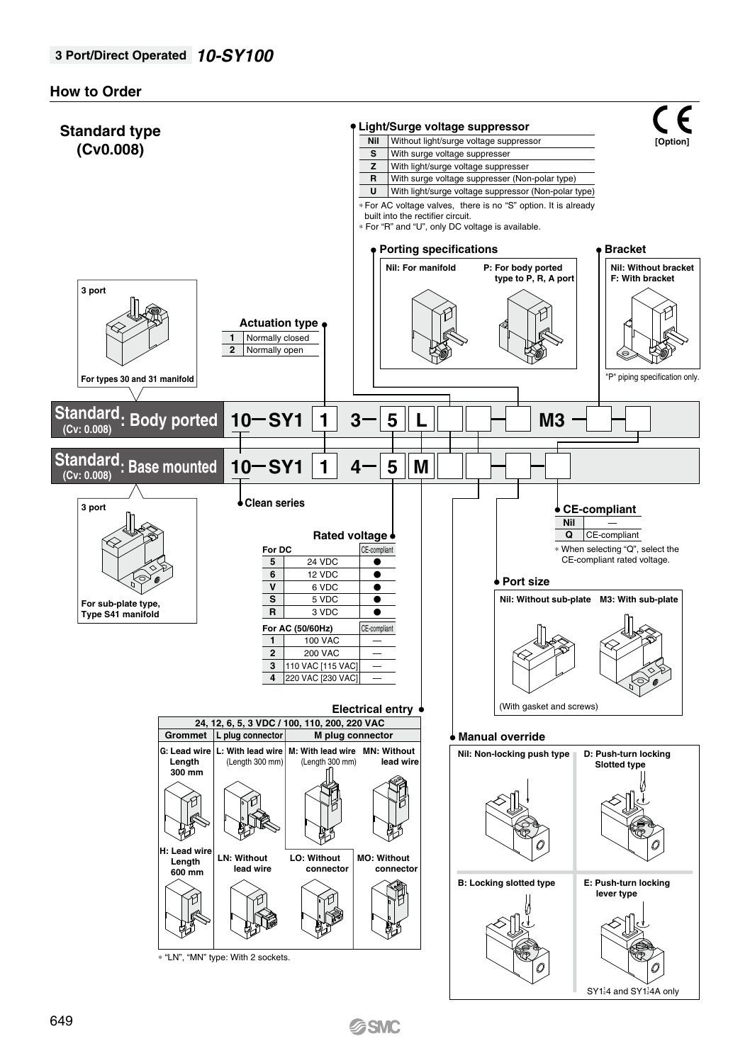**3 Port/Direct Operated** ***10-SY100***

## How to Order

### Standard type (Cv0.008)

[Option]

**Standard (Cv: 0.008): Body ported** — 10 — SY1 [1] 3 — [5] [L] [ ] [ ] — [ ] M3 — [ ] — [ ]

**Standard (Cv: 0.008): Base mounted** — 10 — SY1 [1] 4 — [5] [M] [ ] [ ] — [ ] — [ ]

3 port — For types 30 and 31 manifold

3 port — For sub-plate type, Type S41 manifold

**Clean series**

**Actuation type**

| | |
|---|---|
| 1 | Normally closed |
| 2 | Normally open |

**Light/Surge voltage suppressor**

| | |
|---|---|
| Nil | Without light/surge voltage suppressor |
| S | With surge voltage suppresser |
| Z | With light/surge voltage suppresser |
| R | With surge voltage suppresser (Non-polar type) |
| U | With light/surge voltage suppressor (Non-polar type) |

* For AC voltage valves, there is no "S" option. It is already built into the rectifier circuit.
* For "R" and "U", only DC voltage is available.

**Porting specifications**

- Nil: For manifold
- P: For body ported type to P, R, A port

**Bracket**

- Nil: Without bracket
- F: With bracket

"P" piping specification only.

**Rated voltage**

| For DC | | CE-compliant |
|---|---|---|
| 5 | 24 VDC | ● |
| 6 | 12 VDC | ● |
| V | 6 VDC | ● |
| S | 5 VDC | ● |
| R | 3 VDC | ● |
| **For AC (50/60Hz)** | | **CE-compliant** |
| 1 | 100 VAC | — |
| 2 | 200 VAC | — |
| 3 | 110 VAC [115 VAC] | — |
| 4 | 220 VAC [230 VAC] | — |

**CE-compliant**

| | |
|---|---|
| Nil | — |
| Q | CE-compliant |

* When selecting "Q", select the CE-compliant rated voltage.

**Port size**

- Nil: Without sub-plate
- M3: With sub-plate

(With gasket and screws)

**Electrical entry**

24, 12, 6, 5, 3 VDC / 100, 110, 200, 220 VAC

| Grommet | L plug connector | M plug connector | |
|---|---|---|---|
| G: Lead wire Length 300 mm | L: With lead wire (Length 300 mm) | M: With lead wire (Length 300 mm) | MN: Without lead wire |
| H: Lead wire Length 600 mm | LN: Without lead wire | LO: Without connector | MO: Without connector |

* "LN", "MN" type: With 2 sockets.

**Manual override**

- Nil: Non-locking push type
- D: Push-turn locking Slotted type
- B: Locking slotted type
- E: Push-turn locking lever type

SY1□4 and SY1□4A only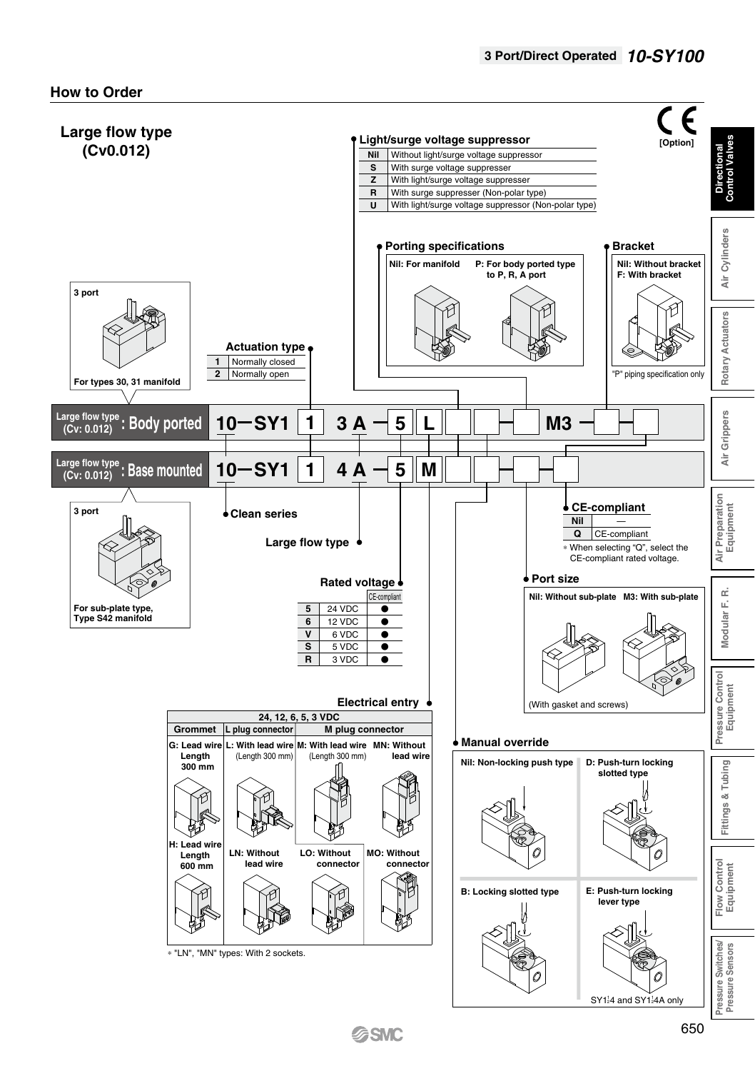## How to Order

**[Option]**

### Large flow type (Cv0.012)

**3 port**

For types 30, 31 manifold

**Large flow type (Cv: 0.012) : Body ported** — 10 – SY1 [1] 3 A – [5] [L] [ ] [ ] – [ ] M3 – [ ] – [ ]

**Large flow type (Cv: 0.012) : Base mounted** — 10 – SY1 [1] 4 A – [5] [M] [ ] [ ] – [ ] [ ]

**3 port**

For sub-plate type, Type S42 manifold

**Clean series**

**Large flow type**

**Actuation type**

| | |
|---|---|
| 1 | Normally closed |
| 2 | Normally open |

**Light/surge voltage suppressor**

| | |
|---|---|
| Nil | Without light/surge voltage suppressor |
| S | With surge voltage suppresser |
| Z | With light/surge voltage suppresser |
| R | With surge suppresser (Non-polar type) |
| U | With light/surge voltage suppressor (Non-polar type) |

**Porting specifications**

- Nil: For manifold
- P: For body ported type to P, R, A port

**Bracket**

- Nil: Without bracket
- F: With bracket

"P" piping specification only

**Rated voltage**

| | | CE-compliant |
|---|---|---|
| 5 | 24 VDC | ● |
| 6 | 12 VDC | ● |
| V | 6 VDC | ● |
| S | 5 VDC | ● |
| R | 3 VDC | ● |

**CE-compliant**

| | |
|---|---|
| Nil | — |
| Q | CE-compliant |

* When selecting "Q", select the CE-compliant rated voltage.

**Port size**

- Nil: Without sub-plate
- M3: With sub-plate

(With gasket and screws)

**Electrical entry**

24, 12, 6, 5, 3 VDC

| Grommet | L plug connector | M plug connector | |
|---|---|---|---|
| G: Lead wire Length 300 mm | L: With lead wire (Length 300 mm) | M: With lead wire (Length 300 mm) | MN: Without lead wire |
| H: Lead wire Length 600 mm | LN: Without lead wire | LO: Without connector | MO: Without connector |

* "LN", "MN" types: With 2 sockets.

**Manual override**

- Nil: Non-locking push type
- D: Push-turn locking slotted type
- B: Locking slotted type
- E: Push-turn locking lever type

SY1□4 and SY1□4A only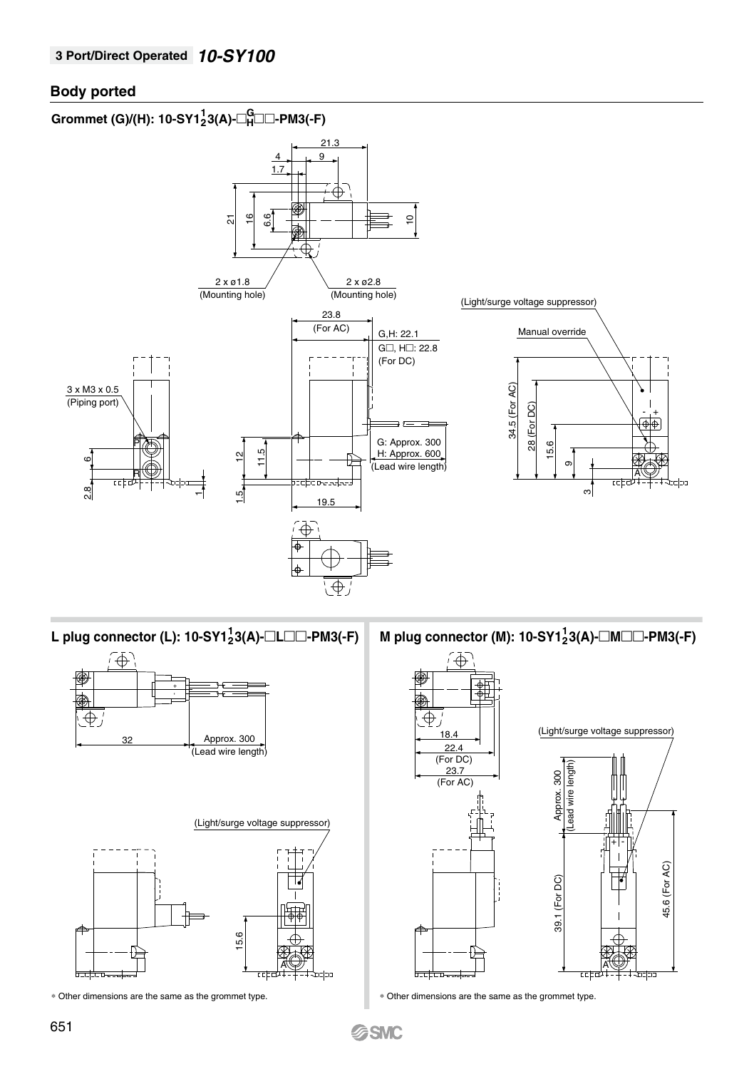**3 Port/Direct Operated** ***10-SY100***

## Body ported

### Grommet (G)/(H): 10-SY1$^1_2$3(A)-□$^G_H$□□-PM3(-F)

21.3
4
9
1.7
21
16
6.6
10
2 x ø1.8
(Mounting hole)
2 x ø2.8
(Mounting hole)
23.8
(For AC)
G,H: 22.1
G□, H□: 22.8
(For DC)
(Light/surge voltage suppressor)
Manual override
3 x M3 x 0.5
(Piping port)
P
R
6
2.8
1
12
11.5
1.5
19.5
G: Approx. 300
H: Approx. 600
(Lead wire length)
34.5 (For AC)
28 (For DC)
15.6
9
3
A

### L plug connector (L): 10-SY1$^1_2$3(A)-□L□□-PM3(-F)

32
Approx. 300
(Lead wire length)
(Light/surge voltage suppressor)
15.6
A

∗ Other dimensions are the same as the grommet type.

### M plug connector (M): 10-SY1$^1_2$3(A)-□M□□-PM3(-F)

18.4
22.4
(For DC)
23.7
(For AC)
(Light/surge voltage suppressor)
Approx. 300
(Lead wire length)
39.1 (For DC)
45.6 (For AC)
A

∗ Other dimensions are the same as the grommet type.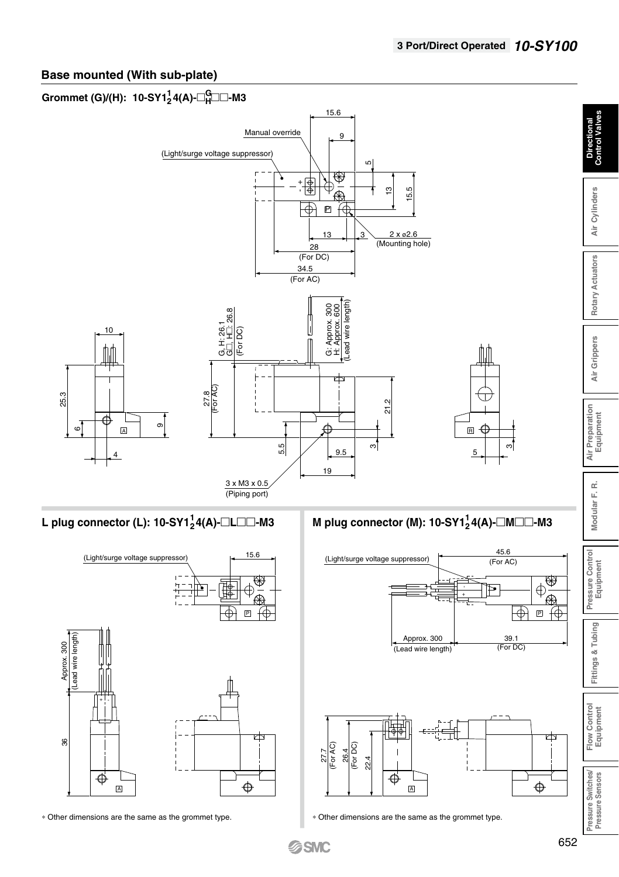## Base mounted (With sub-plate)

### Grommet (G)/(H): 10-SY1$^{1}_{2}$4(A)-□$^{G}_{H}$□□-M3

Manual override

(Light/surge voltage suppressor)

15.6

9

5

13

15.5

13

3

2 x ø2.6
(Mounting hole)

28
(For DC)

34.5
(For AC)

10

25.3

6

9

4

G, H: 26.1
G□, H□: 26.8
(For DC)

27.8
(For AC)

G: Approx. 300
H: Approx. 600
(Lead wire length)

21.2

5.5

9.5

3

19

3 x M3 x 0.5
(Piping port)

5

3

### L plug connector (L): 10-SY1$^{1}_{2}$4(A)-□L□□-M3

(Light/surge voltage suppressor)

15.6

Approx. 300
(Lead wire length)

36

∗ Other dimensions are the same as the grommet type.

### M plug connector (M): 10-SY1$^{1}_{2}$4(A)-□M□□-M3

(Light/surge voltage suppressor)

45.6
(For AC)

Approx. 300
(Lead wire length)

39.1
(For DC)

27.7
(For AC)

26.4
(For DC)

22.4

∗ Other dimensions are the same as the grommet type.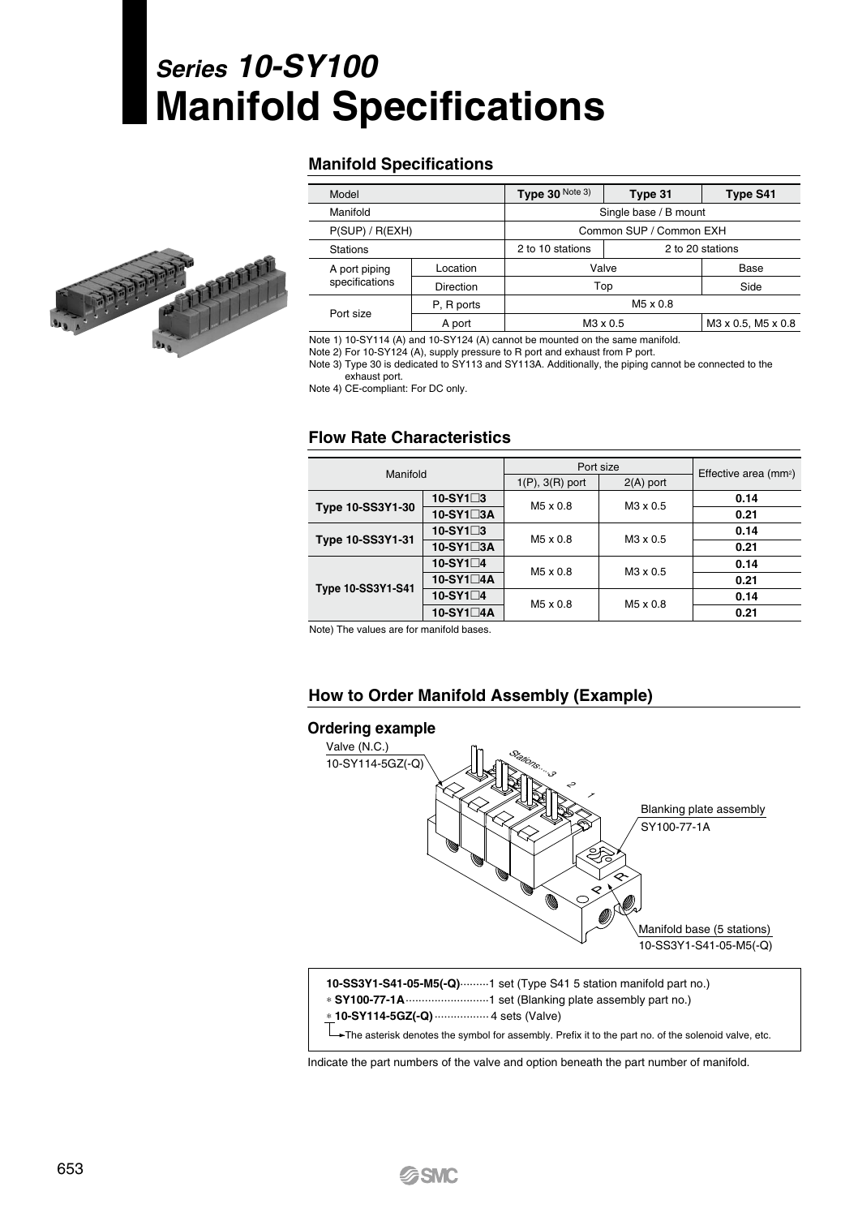# *Series 10-SY100*
# Manifold Specifications

## Manifold Specifications

| Model | | Type 30 Note 3) | Type 31 | Type S41 |
|---|---|---|---|---|
| Manifold | | Single base / B mount | | |
| P(SUP) / R(EXH) | | Common SUP / Common EXH | | |
| Stations | | 2 to 10 stations | 2 to 20 stations | |
| A port piping specifications | Location | Valve | | Base |
| | Direction | Top | | Side |
| Port size | P, R ports | M5 x 0.8 | | |
| | A port | M3 x 0.5 | | M3 x 0.5, M5 x 0.8 |

Note 1) 10-SY114 (A) and 10-SY124 (A) cannot be mounted on the same manifold.
Note 2) For 10-SY124 (A), supply pressure to R port and exhaust from P port.
Note 3) Type 30 is dedicated to SY113 and SY113A. Additionally, the piping cannot be connected to the exhaust port.
Note 4) CE-compliant: For DC only.

## Flow Rate Characteristics

| Manifold | | Port size | | Effective area (mm²) |
|---|---|---|---|---|
| | | 1(P), 3(R) port | 2(A) port | |
| **Type 10-SS3Y1-30** | **10-SY1□3** | M5 x 0.8 | M3 x 0.5 | **0.14** |
| | **10-SY1□3A** | | | **0.21** |
| **Type 10-SS3Y1-31** | **10-SY1□3** | M5 x 0.8 | M3 x 0.5 | **0.14** |
| | **10-SY1□3A** | | | **0.21** |
| **Type 10-SS3Y1-S41** | **10-SY1□4** | M5 x 0.8 | M3 x 0.5 | **0.14** |
| | **10-SY1□4A** | | | **0.21** |
| | **10-SY1□4** | M5 x 0.8 | M5 x 0.8 | **0.14** |
| | **10-SY1□4A** | | | **0.21** |

Note) The values are for manifold bases.

## How to Order Manifold Assembly (Example)

### Ordering example

Valve (N.C.)
10-SY114-5GZ(-Q)

Stations····3 2 1

Blanking plate assembly
SY100-77-1A

Manifold base (5 stations)
10-SS3Y1-S41-05-M5(-Q)

**10-SS3Y1-S41-05-M5(-Q)**·········1 set (Type S41 5 station manifold part no.)
* **SY100-77-1A**··························1 set (Blanking plate assembly part no.)
* **10-SY114-5GZ(-Q)**················· 4 sets (Valve)

The asterisk denotes the symbol for assembly. Prefix it to the part no. of the solenoid valve, etc.

Indicate the part numbers of the valve and option beneath the part number of manifold.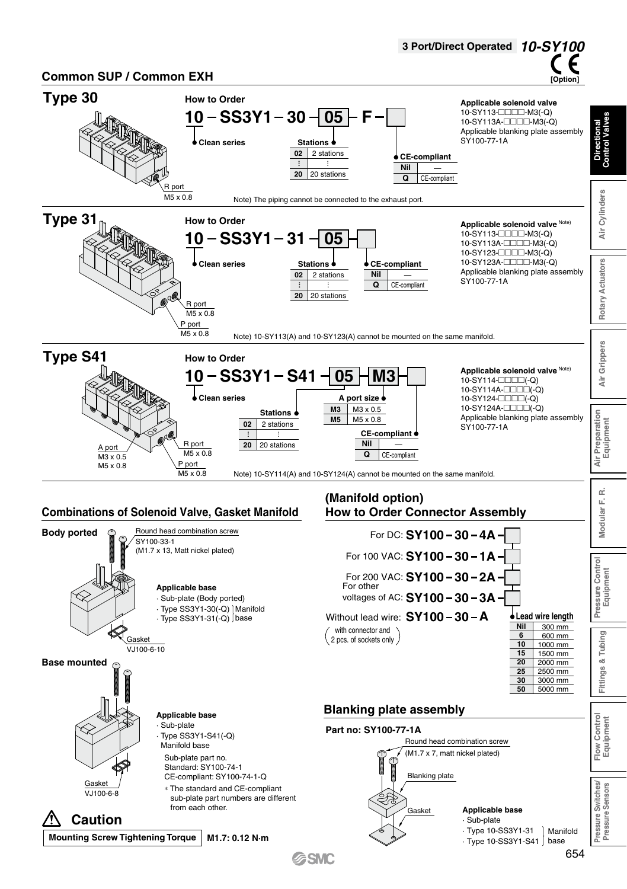## 3 Port/Direct Operated 10-SY100

[Option]

### Common SUP / Common EXH

## Type 30

R port
M5 x 0.8

**How to Order**

**10 – SS3Y1 – 30 – 05 – F – □**

- Clean series

| Stations | |
|---|---|
| 02 | 2 stations |
| ⋮ | ⋮ |
| 20 | 20 stations |

| CE-compliant | |
|---|---|
| Nil | — |
| Q | CE-compliant |

Note) The piping cannot be connected to the exhaust port.

**Applicable solenoid valve**
10-SY113-□□□□-M3(-Q)
10-SY113A-□□□□-M3(-Q)
Applicable blanking plate assembly
SY100-77-1A

## Type 31

R port
M5 x 0.8
P port
M5 x 0.8

**How to Order**

**10 – SS3Y1 – 31 – 05 – □**

- Clean series

| Stations | |
|---|---|
| 02 | 2 stations |
| ⋮ | ⋮ |
| 20 | 20 stations |

| CE-compliant | |
|---|---|
| Nil | — |
| Q | CE-compliant |

Note) 10-SY113(A) and 10-SY123(A) cannot be mounted on the same manifold.

**Applicable solenoid valve** Note)
10-SY113-□□□□-M3(-Q)
10-SY113A-□□□□-M3(-Q)
10-SY123-□□□□-M3(-Q)
10-SY123A-□□□□-M3(-Q)
Applicable blanking plate assembly
SY100-77-1A

## Type S41

A port
M3 x 0.5
M5 x 0.8
R port
M5 x 0.8
P port
M5 x 0.8

**How to Order**

**10 – SS3Y1 – S41 – 05 – M3 – □**

- Clean series

| Stations | |
|---|---|
| 02 | 2 stations |
| ⋮ | ⋮ |
| 20 | 20 stations |

| A port size | |
|---|---|
| M3 | M3 x 0.5 |
| M5 | M5 x 0.8 |

| CE-compliant | |
|---|---|
| Nil | — |
| Q | CE-compliant |

Note) 10-SY114(A) and 10-SY124(A) cannot be mounted on the same manifold.

**Applicable solenoid valve** Note)
10-SY114-□□□□(-Q)
10-SY114A-□□□□(-Q)
10-SY124-□□□□(-Q)
10-SY124A-□□□□(-Q)
Applicable blanking plate assembly
SY100-77-1A

### Combinations of Solenoid Valve, Gasket Manifold

**Body ported**

Round head combination screw
SY100-33-1
(M1.7 x 13, Matt nickel plated)

Gasket
VJ100-6-10

**Applicable base**
- Sub-plate (Body ported)
- Type SS3Y1-30(-Q) } Manifold
- Type SS3Y1-31(-Q) } base

**Base mounted**

Gasket
VJ100-6-8

**Applicable base**
- Sub-plate
- Type SS3Y1-S41(-Q) Manifold base

Sub-plate part no.
Standard: SY100-74-1
CE-compliant: SY100-74-1-Q
∗ The standard and CE-compliant sub-plate part numbers are different from each other.

### ⚠ Caution

| Mounting Screw Tightening Torque | M1.7: 0.12 N·m |
|---|---|

### (Manifold option) How to Order Connector Assembly

For DC: **SY100 – 30 – 4A – □**
For 100 VAC: **SY100 – 30 – 1A – □**
For 200 VAC: **SY100 – 30 – 2A – □**
For other voltages of AC: **SY100 – 30 – 3A – □**
Without lead wire: **SY100 – 30 – A**
(with connector and 2 pcs. of sockets only)

| Lead wire length | |
|---|---|
| Nil | 300 mm |
| 6 | 600 mm |
| 10 | 1000 mm |
| 15 | 1500 mm |
| 20 | 2000 mm |
| 25 | 2500 mm |
| 30 | 3000 mm |
| 50 | 5000 mm |

### Blanking plate assembly

**Part no: SY100-77-1A**

Round head combination screw
(M1.7 x 7, matt nickel plated)
Blanking plate
Gasket

**Applicable base**
- Sub-plate
- Type 10-SS3Y1-31 } Manifold
- Type 10-SS3Y1-S41 } base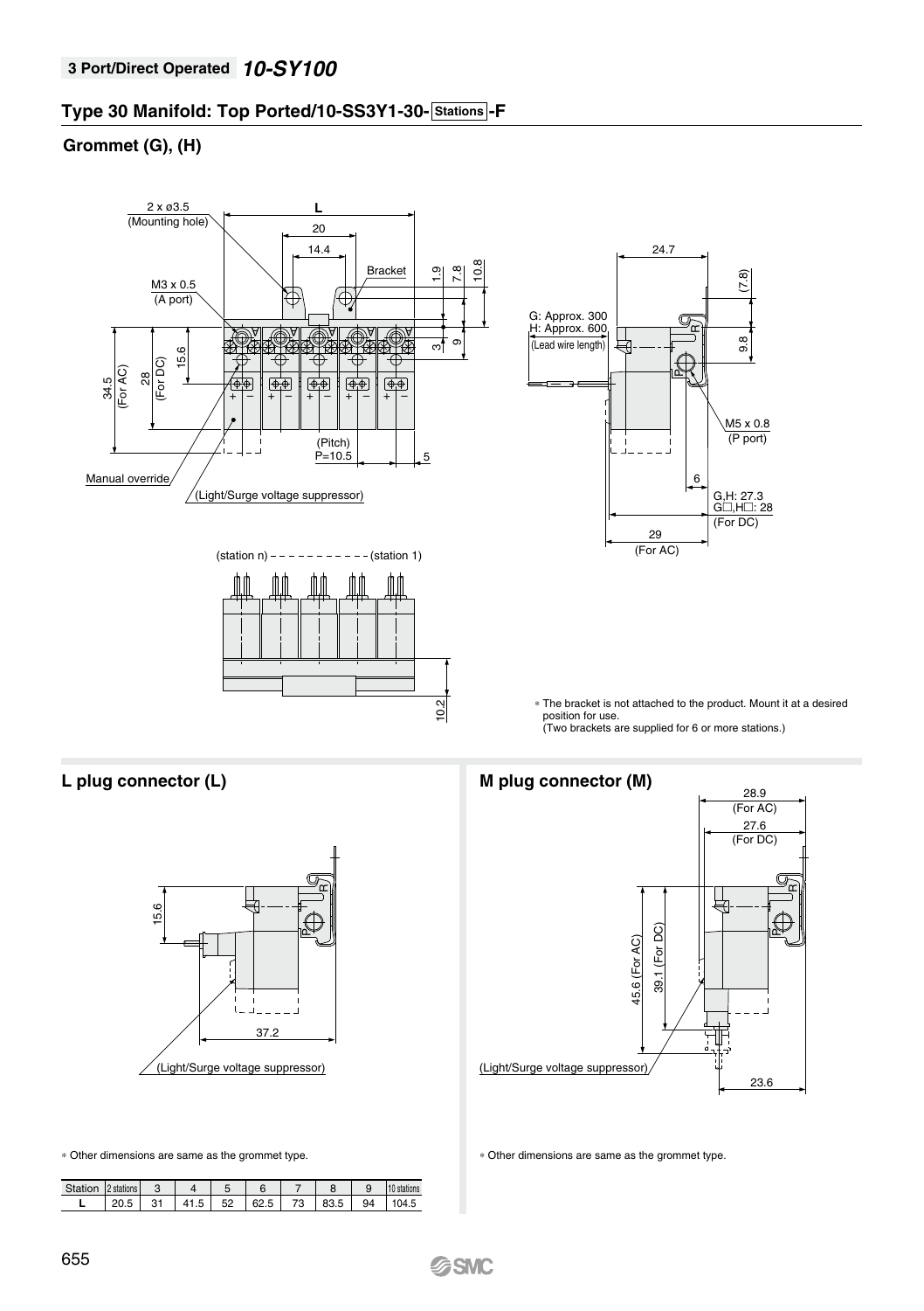**3 Port/Direct Operated** ***10-SY100***

## Type 30 Manifold: Top Ported/10-SS3Y1-30- Stations -F

### Grommet (G), (H)

2 x ø3.5 (Mounting hole)

L

20

14.4

Bracket

1.9

7.8

10.8

M3 x 0.5 (A port)

3

9

34.5 (For AC)

28 (For DC)

15.6

(Pitch) P=10.5

5

Manual override

(Light/Surge voltage suppressor)

24.7

(7.8)

G: Approx. 300
H: Approx. 600
(Lead wire length)

9.8

M5 x 0.8 (P port)

6

G,H: 27.3
G□,H□: 28
(For DC)

29 (For AC)

(station n) - - - - - - - - - - (station 1)

10.2

∗ The bracket is not attached to the product. Mount it at a desired position for use.
(Two brackets are supplied for 6 or more stations.)

### L plug connector (L)

15.6

37.2

(Light/Surge voltage suppressor)

∗ Other dimensions are same as the grommet type.

| Station | 2 stations | 3 | 4 | 5 | 6 | 7 | 8 | 9 | 10 stations |
|---|---|---|---|---|---|---|---|---|---|
| L | 20.5 | 31 | 41.5 | 52 | 62.5 | 73 | 83.5 | 94 | 104.5 |

### M plug connector (M)

28.9 (For AC)

27.6 (For DC)

45.6 (For AC)

39.1 (For DC)

(Light/Surge voltage suppressor)

23.6

∗ Other dimensions are same as the grommet type.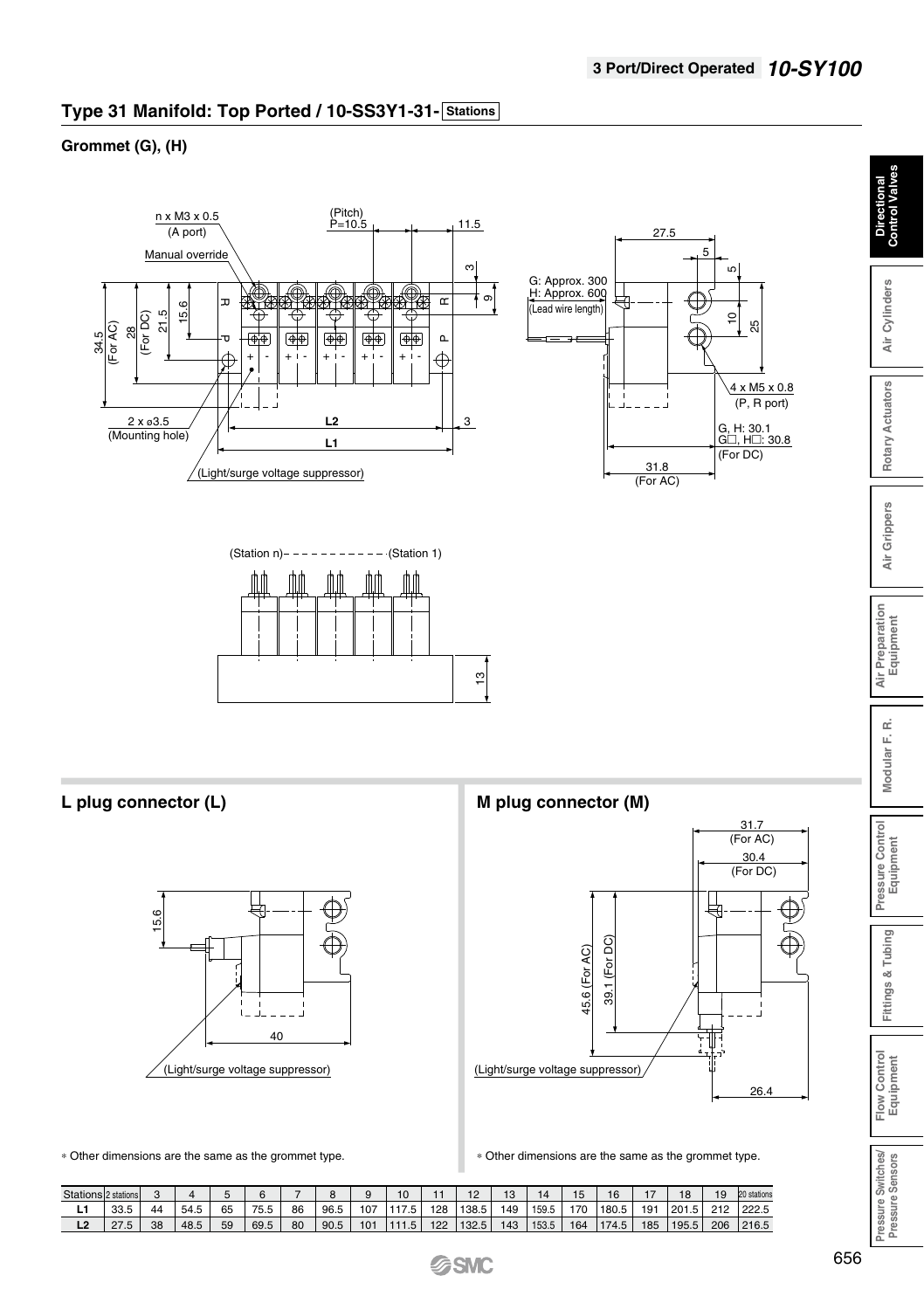## Type 31 Manifold: Top Ported / 10-SS3Y1-31-Stations

### Grommet (G), (H)

n x M3 x 0.5 (A port)

Manual override

(Pitch) P=10.5

11.5

2 x ø3.5 (Mounting hole)

(Light/surge voltage suppressor)

G: Approx. 300
H: Approx. 600
(Lead wire length)

4 x M5 x 0.8 (P, R port)

G, H: 30.1
G□, H□: 30.8
(For DC)

31.8 (For AC)

(Station n) (Station 1)

### L plug connector (L)

(Light/surge voltage suppressor)

∗ Other dimensions are the same as the grommet type.

### M plug connector (M)

31.7 (For AC)

30.4 (For DC)

45.6 (For AC)

39.1 (For DC)

(Light/surge voltage suppressor)

∗ Other dimensions are the same as the grommet type.

| Stations | 2 stations | 3 | 4 | 5 | 6 | 7 | 8 | 9 | 10 | 11 | 12 | 13 | 14 | 15 | 16 | 17 | 18 | 19 | 20 stations |
|---|---|---|---|---|---|---|---|---|---|---|---|---|---|---|---|---|---|---|---|
| L1 | 33.5 | 44 | 54.5 | 65 | 75.5 | 86 | 96.5 | 107 | 117.5 | 128 | 138.5 | 149 | 159.5 | 170 | 180.5 | 191 | 201.5 | 212 | 222.5 |
| L2 | 27.5 | 38 | 48.5 | 59 | 69.5 | 80 | 90.5 | 101 | 111.5 | 122 | 132.5 | 143 | 153.5 | 164 | 174.5 | 185 | 195.5 | 206 | 216.5 |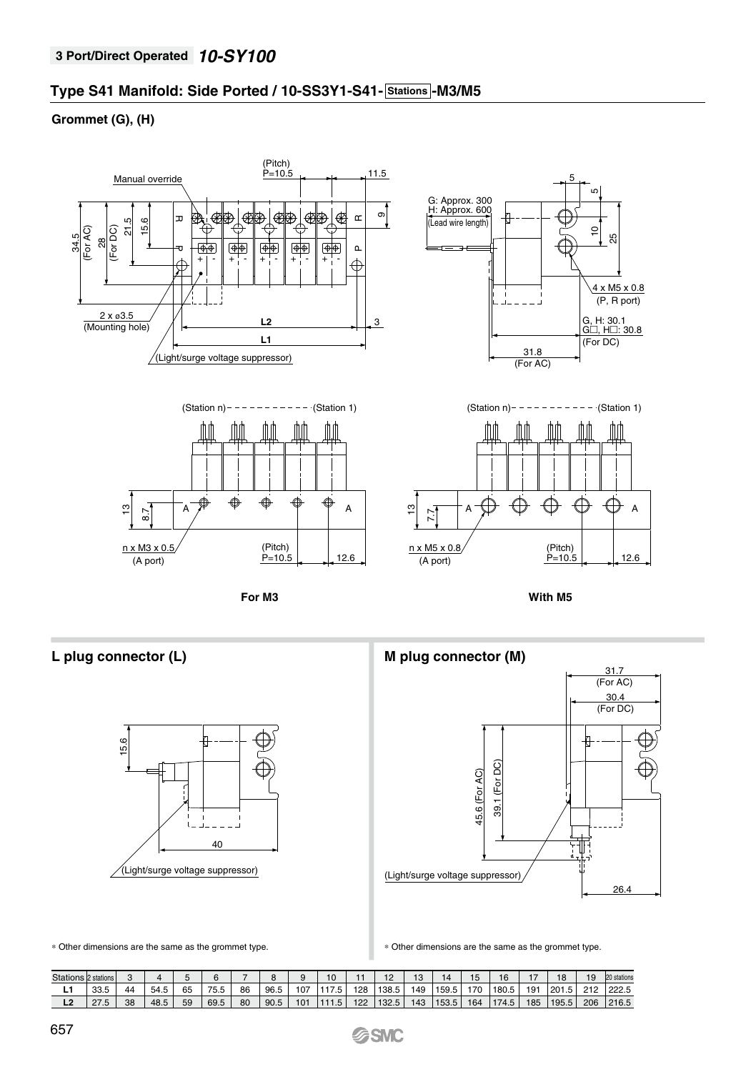3 Port/Direct Operated ***10-SY100***

## Type S41 Manifold: Side Ported / 10-SS3Y1-S41- Stations -M3/M5

### Grommet (G), (H)

Manual override
(Pitch)
P=10.5
11.5
34.5
(For AC)
28
(For DC)
21.5
15.6
R
P
9
R
P
2 x ø3.5
(Mounting hole)
L2
L1
3
(Light/surge voltage suppressor)

G: Approx. 300
H: Approx. 600
(Lead wire length)
5
5
10
25
4 x M5 x 0.8
(P, R port)
G, H: 30.1
G□, H□: 30.8
(For DC)
31.8
(For AC)

(Station n) (Station 1)
13
8.7
A
A
n x M3 x 0.5
(A port)
(Pitch)
P=10.5
12.6

**For M3**

(Station n) (Station 1)
13
7.7
A
A
n x M5 x 0.8
(A port)
(Pitch)
P=10.5
12.6

**With M5**

## L plug connector (L)

15.6
40
(Light/surge voltage suppressor)

* Other dimensions are the same as the grommet type.

## M plug connector (M)

31.7
(For AC)
30.4
(For DC)
45.6 (For AC)
39.1 (For DC)
(Light/surge voltage suppressor)
26.4

* Other dimensions are the same as the grommet type.

| Stations | 2 stations | 3 | 4 | 5 | 6 | 7 | 8 | 9 | 10 | 11 | 12 | 13 | 14 | 15 | 16 | 17 | 18 | 19 | 20 stations |
|---|---|---|---|---|---|---|---|---|---|---|---|---|---|---|---|---|---|---|---|
| L1 | 33.5 | 44 | 54.5 | 65 | 75.5 | 86 | 96.5 | 107 | 117.5 | 128 | 138.5 | 149 | 159.5 | 170 | 180.5 | 191 | 201.5 | 212 | 222.5 |
| L2 | 27.5 | 38 | 48.5 | 59 | 69.5 | 80 | 90.5 | 101 | 111.5 | 122 | 132.5 | 143 | 153.5 | 164 | 174.5 | 185 | 195.5 | 206 | 216.5 |